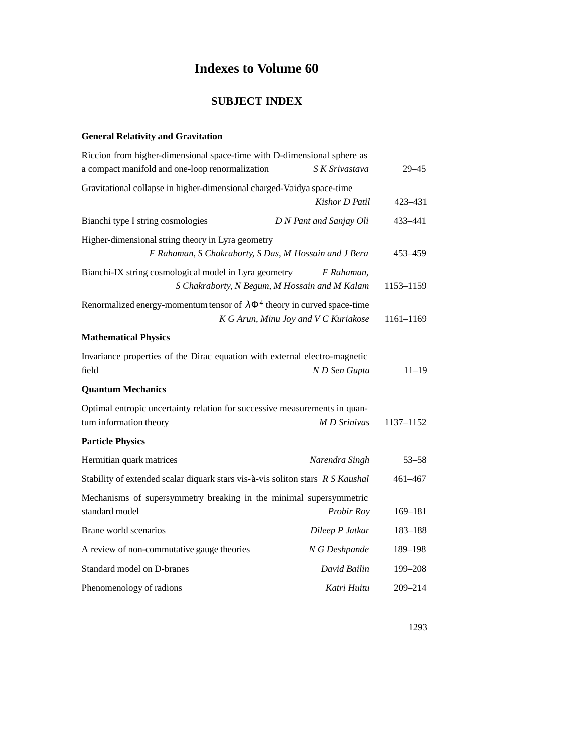# Indexes to Volume 60

## SUBJECT INDEX

### General Relativity and Gravitation

Riccion from higher-dimensional space-time with D-dimensional sphere as a compact manifold and one-loop renormalization — *S K Srivastava* — 29–45

Gravitational collapse in higher-dimensional charged-Vaidya space-time — *Kishor D Patil* — 423–431

Bianchi type I string cosmologies — *D N Pant and Sanjay Oli* — 433–441

Higher-dimensional string theory in Lyra geometry — *F Rahaman, S Chakraborty, S Das, M Hossain and J Bera* — 453–459

Bianchi-IX string cosmological model in Lyra geometry — *F Rahaman, S Chakraborty, N Begum, M Hossain and M Kalam* — 1153–1159

Renormalized energy-momentum tensor of $\lambda\Phi^4$ theory in curved space-time — *K G Arun, Minu Joy and V C Kuriakose* — 1161–1169

### Mathematical Physics

Invariance properties of the Dirac equation with external electro-magnetic field — *N D Sen Gupta* — 11–19

### Quantum Mechanics

Optimal entropic uncertainty relation for successive measurements in quantum information theory — *M D Srinivas* — 1137–1152

### Particle Physics

Hermitian quark matrices — *Narendra Singh* — 53–58

Stability of extended scalar diquark stars vis-à-vis soliton stars — *R S Kaushal* — 461–467

Mechanisms of supersymmetry breaking in the minimal supersymmetric standard model — *Probir Roy* — 169–181

Brane world scenarios — *Dileep P Jatkar* — 183–188

A review of non-commutative gauge theories — *N G Deshpande* — 189–198

Standard model on D-branes — *David Bailin* — 199–208

Phenomenology of radions — *Katri Huitu* — 209–214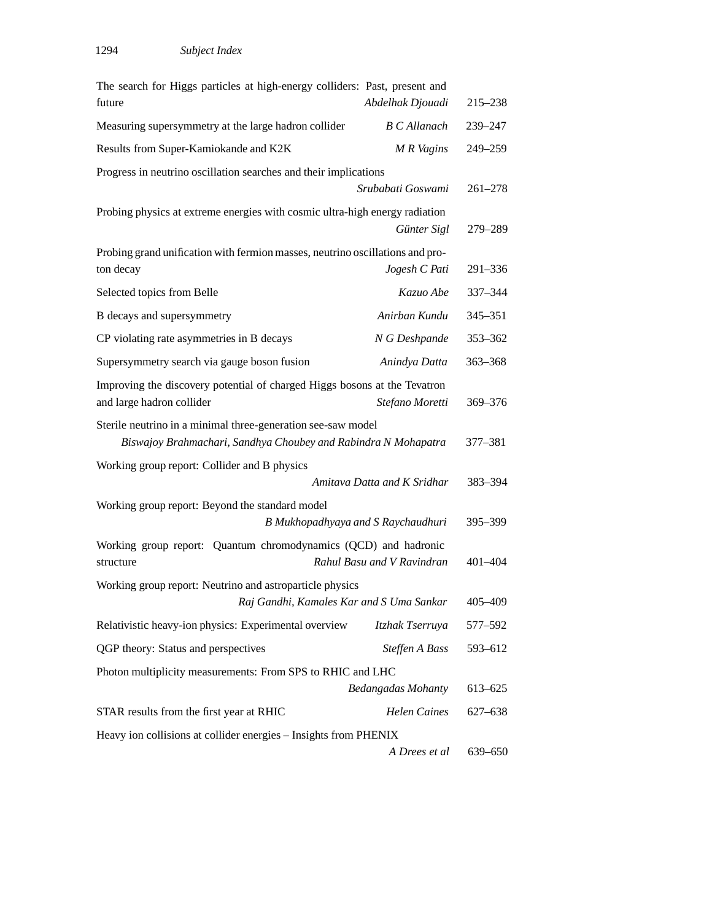The search for Higgs particles at high-energy colliders: Past, present and future — *Abdelhak Djouadi* — 215–238

Measuring supersymmetry at the large hadron collider — *B C Allanach* — 239–247

Results from Super-Kamiokande and K2K — *M R Vagins* — 249–259

Progress in neutrino oscillation searches and their implications — *Srubabati Goswami* — 261–278

Probing physics at extreme energies with cosmic ultra-high energy radiation — *Günter Sigl* — 279–289

Probing grand unification with fermion masses, neutrino oscillations and proton decay — *Jogesh C Pati* — 291–336

Selected topics from Belle — *Kazuo Abe* — 337–344

B decays and supersymmetry — *Anirban Kundu* — 345–351

CP violating rate asymmetries in B decays — *N G Deshpande* — 353–362

Supersymmetry search via gauge boson fusion — *Anindya Datta* — 363–368

Improving the discovery potential of charged Higgs bosons at the Tevatron and large hadron collider — *Stefano Moretti* — 369–376

Sterile neutrino in a minimal three-generation see-saw model — *Biswajoy Brahmachari, Sandhya Choubey and Rabindra N Mohapatra* — 377–381

Working group report: Collider and B physics — *Amitava Datta and K Sridhar* — 383–394

Working group report: Beyond the standard model — *B Mukhopadhyaya and S Raychaudhuri* — 395–399

Working group report: Quantum chromodynamics (QCD) and hadronic structure — *Rahul Basu and V Ravindran* — 401–404

Working group report: Neutrino and astroparticle physics — *Raj Gandhi, Kamales Kar and S Uma Sankar* — 405–409

Relativistic heavy-ion physics: Experimental overview — *Itzhak Tserruya* — 577–592

QGP theory: Status and perspectives — *Steffen A Bass* — 593–612

Photon multiplicity measurements: From SPS to RHIC and LHC — *Bedangadas Mohanty* — 613–625

STAR results from the first year at RHIC — *Helen Caines* — 627–638

Heavy ion collisions at collider energies – Insights from PHENIX — *A Drees et al* — 639–650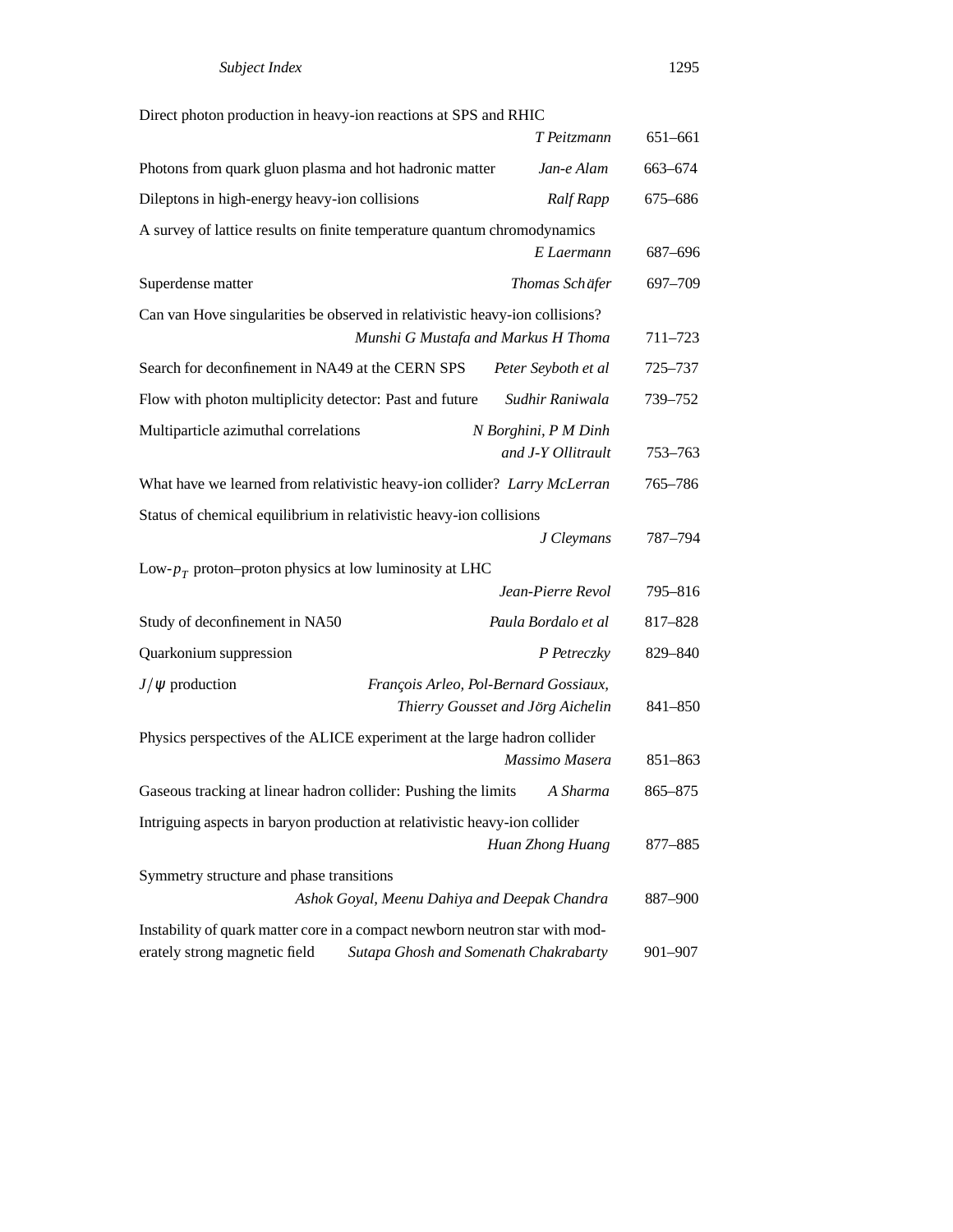Direct photon production in heavy-ion reactions at SPS and RHIC
*T Peitzmann* 651–661

Photons from quark gluon plasma and hot hadronic matter *Jan-e Alam* 663–674

Dileptons in high-energy heavy-ion collisions *Ralf Rapp* 675–686

A survey of lattice results on finite temperature quantum chromodynamics
*E Laermann* 687–696

Superdense matter *Thomas Schäfer* 697–709

Can van Hove singularities be observed in relativistic heavy-ion collisions?
*Munshi G Mustafa and Markus H Thoma* 711–723

Search for deconfinement in NA49 at the CERN SPS *Peter Seyboth et al* 725–737

Flow with photon multiplicity detector: Past and future *Sudhir Raniwala* 739–752

Multiparticle azimuthal correlations *N Borghini, P M Dinh and J-Y Ollitrault* 753–763

What have we learned from relativistic heavy-ion collider? *Larry McLerran* 765–786

Status of chemical equilibrium in relativistic heavy-ion collisions
*J Cleymans* 787–794

Low-$p_T$ proton–proton physics at low luminosity at LHC
*Jean-Pierre Revol* 795–816

Study of deconfinement in NA50 *Paula Bordalo et al* 817–828

Quarkonium suppression *P Petreczky* 829–840

$J/\psi$ production *François Arleo, Pol-Bernard Gossiaux, Thierry Gousset and Jörg Aichelin* 841–850

Physics perspectives of the ALICE experiment at the large hadron collider
*Massimo Masera* 851–863

Gaseous tracking at linear hadron collider: Pushing the limits *A Sharma* 865–875

Intriguing aspects in baryon production at relativistic heavy-ion collider
*Huan Zhong Huang* 877–885

Symmetry structure and phase transitions
*Ashok Goyal, Meenu Dahiya and Deepak Chandra* 887–900

Instability of quark matter core in a compact newborn neutron star with moderately strong magnetic field *Sutapa Ghosh and Somenath Chakrabarty* 901–907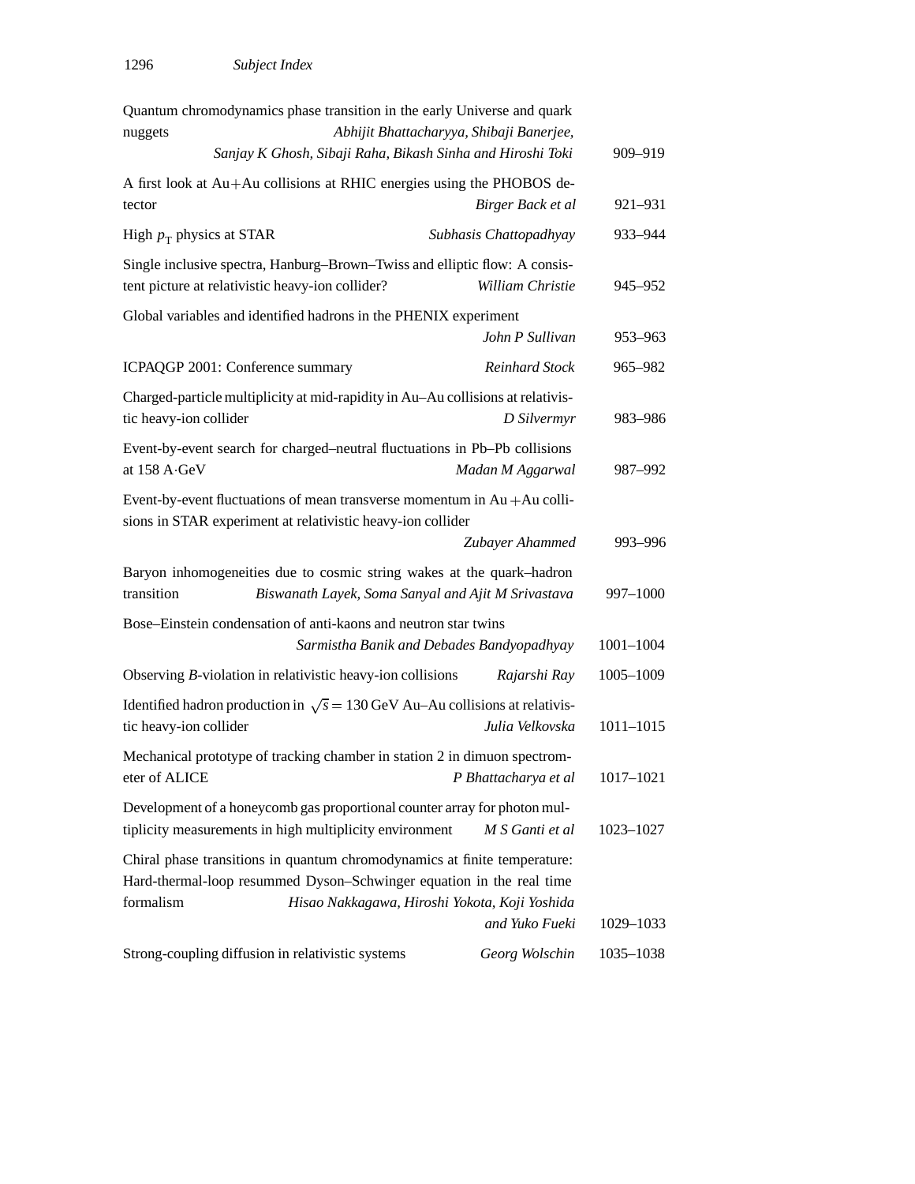Quantum chromodynamics phase transition in the early Universe and quark nuggets *Abhijit Bhattacharyya, Shibaji Banerjee, Sanjay K Ghosh, Sibaji Raha, Bikash Sinha and Hiroshi Toki* 909–919

A first look at Au+Au collisions at RHIC energies using the PHOBOS detector *Birger Back et al* 921–931

High $p_T$ physics at STAR *Subhasis Chattopadhyay* 933–944

Single inclusive spectra, Hanburg–Brown–Twiss and elliptic flow: A consistent picture at relativistic heavy-ion collider? *William Christie* 945–952

Global variables and identified hadrons in the PHENIX experiment *John P Sullivan* 953–963

ICPAQGP 2001: Conference summary *Reinhard Stock* 965–982

Charged-particle multiplicity at mid-rapidity in Au–Au collisions at relativistic heavy-ion collider *D Silvermyr* 983–986

Event-by-event search for charged–neutral fluctuations in Pb–Pb collisions at 158 A·GeV *Madan M Aggarwal* 987–992

Event-by-event fluctuations of mean transverse momentum in Au+Au collisions in STAR experiment at relativistic heavy-ion collider *Zubayer Ahammed* 993–996

Baryon inhomogeneities due to cosmic string wakes at the quark–hadron transition *Biswanath Layek, Soma Sanyal and Ajit M Srivastava* 997–1000

Bose–Einstein condensation of anti-kaons and neutron star twins *Sarmistha Banik and Debades Bandyopadhyay* 1001–1004

Observing *B*-violation in relativistic heavy-ion collisions *Rajarshi Ray* 1005–1009

Identified hadron production in $\sqrt{s} = 130$ GeV Au–Au collisions at relativistic heavy-ion collider *Julia Velkovska* 1011–1015

Mechanical prototype of tracking chamber in station 2 in dimuon spectrometer of ALICE *P Bhattacharya et al* 1017–1021

Development of a honeycomb gas proportional counter array for photon multiplicity measurements in high multiplicity environment *M S Ganti et al* 1023–1027

Chiral phase transitions in quantum chromodynamics at finite temperature: Hard-thermal-loop resummed Dyson–Schwinger equation in the real time formalism *Hisao Nakkagawa, Hiroshi Yokota, Koji Yoshida and Yuko Fueki* 1029–1033

Strong-coupling diffusion in relativistic systems *Georg Wolschin* 1035–1038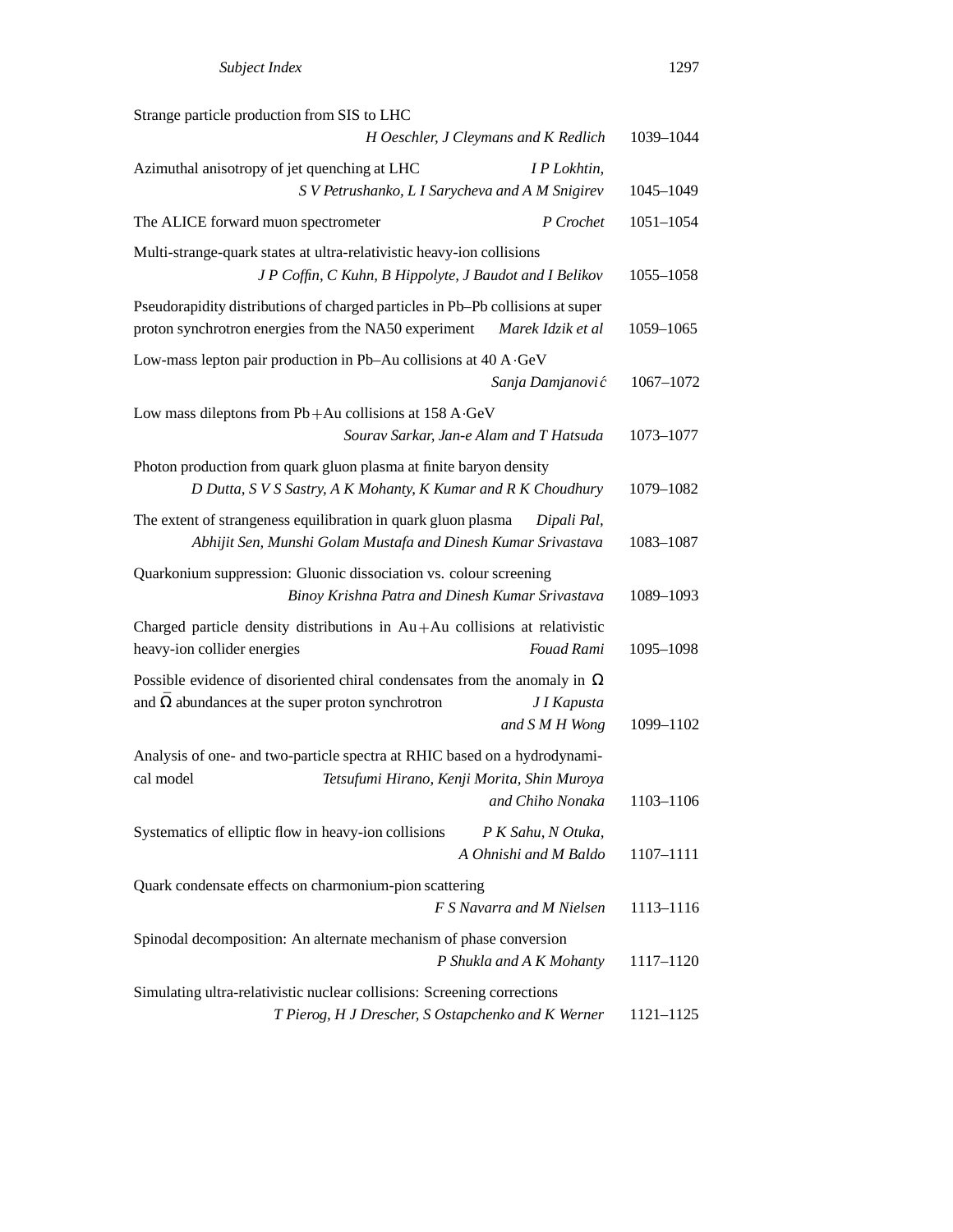Strange particle production from SIS to LHC
*H Oeschler, J Cleymans and K Redlich* 1039–1044

Azimuthal anisotropy of jet quenching at LHC *I P Lokhtin, S V Petrushanko, L I Sarycheva and A M Snigirev* 1045–1049

The ALICE forward muon spectrometer *P Crochet* 1051–1054

Multi-strange-quark states at ultra-relativistic heavy-ion collisions
*J P Coffin, C Kuhn, B Hippolyte, J Baudot and I Belikov* 1055–1058

Pseudorapidity distributions of charged particles in Pb–Pb collisions at super proton synchrotron energies from the NA50 experiment *Marek Idzik et al* 1059–1065

Low-mass lepton pair production in Pb–Au collisions at 40 A·GeV
*Sanja Damjanović* 1067–1072

Low mass dileptons from Pb+Au collisions at 158 A·GeV
*Sourav Sarkar, Jan-e Alam and T Hatsuda* 1073–1077

Photon production from quark gluon plasma at finite baryon density
*D Dutta, S V S Sastry, A K Mohanty, K Kumar and R K Choudhury* 1079–1082

The extent of strangeness equilibration in quark gluon plasma *Dipali Pal, Abhijit Sen, Munshi Golam Mustafa and Dinesh Kumar Srivastava* 1083–1087

Quarkonium suppression: Gluonic dissociation vs. colour screening
*Binoy Krishna Patra and Dinesh Kumar Srivastava* 1089–1093

Charged particle density distributions in Au+Au collisions at relativistic heavy-ion collider energies *Fouad Rami* 1095–1098

Possible evidence of disoriented chiral condensates from the anomaly in $\Omega$ and $\bar{\Omega}$ abundances at the super proton synchrotron *J I Kapusta and S M H Wong* 1099–1102

Analysis of one- and two-particle spectra at RHIC based on a hydrodynamical model *Tetsufumi Hirano, Kenji Morita, Shin Muroya and Chiho Nonaka* 1103–1106

Systematics of elliptic flow in heavy-ion collisions *P K Sahu, N Otuka, A Ohnishi and M Baldo* 1107–1111

Quark condensate effects on charmonium-pion scattering
*F S Navarra and M Nielsen* 1113–1116

Spinodal decomposition: An alternate mechanism of phase conversion
*P Shukla and A K Mohanty* 1117–1120

Simulating ultra-relativistic nuclear collisions: Screening corrections
*T Pierog, H J Drescher, S Ostapchenko and K Werner* 1121–1125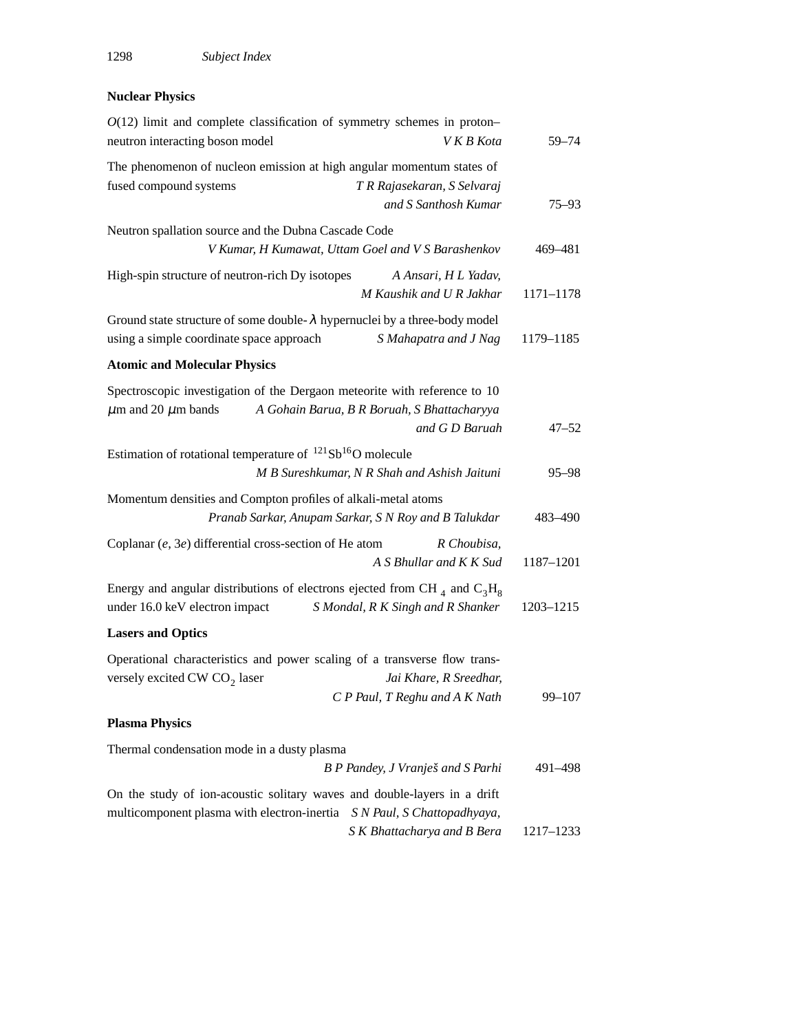## Nuclear Physics

| | | |
|---|---|---|
| $O(12)$ limit and complete classification of symmetry schemes in proton–neutron interacting boson model | *V K B Kota* | 59–74 |
| The phenomenon of nucleon emission at high angular momentum states of fused compound systems | *T R Rajasekaran, S Selvaraj and S Santhosh Kumar* | 75–93 |
| Neutron spallation source and the Dubna Cascade Code | *V Kumar, H Kumawat, Uttam Goel and V S Barashenkov* | 469–481 |
| High-spin structure of neutron-rich Dy isotopes | *A Ansari, H L Yadav, M Kaushik and U R Jakhar* | 1171–1178 |
| Ground state structure of some double-$\lambda$ hypernuclei by a three-body model using a simple coordinate space approach | *S Mahapatra and J Nag* | 1179–1185 |

## Atomic and Molecular Physics

| | | |
|---|---|---|
| Spectroscopic investigation of the Dergaon meteorite with reference to 10 $\mu$m and 20 $\mu$m bands | *A Gohain Barua, B R Boruah, S Bhattacharyya and G D Baruah* | 47–52 |
| Estimation of rotational temperature of $^{121}Sb^{16}O$ molecule | *M B Sureshkumar, N R Shah and Ashish Jaituni* | 95–98 |
| Momentum densities and Compton profiles of alkali-metal atoms | *Pranab Sarkar, Anupam Sarkar, S N Roy and B Talukdar* | 483–490 |
| Coplanar ($e$, 3$e$) differential cross-section of He atom | *R Choubisa, A S Bhullar and K K Sud* | 1187–1201 |
| Energy and angular distributions of electrons ejected from $CH_4$ and $C_3H_8$ under 16.0 keV electron impact | *S Mondal, R K Singh and R Shanker* | 1203–1215 |

## Lasers and Optics

| | | |
|---|---|---|
| Operational characteristics and power scaling of a transverse flow transversely excited CW $CO_2$ laser | *Jai Khare, R Sreedhar, C P Paul, T Reghu and A K Nath* | 99–107 |

## Plasma Physics

| | | |
|---|---|---|
| Thermal condensation mode in a dusty plasma | *B P Pandey, J Vranješ and S Parhi* | 491–498 |
| On the study of ion-acoustic solitary waves and double-layers in a drift multicomponent plasma with electron-inertia | *S N Paul, S Chattopadhyaya, S K Bhattacharya and B Bera* | 1217–1233 |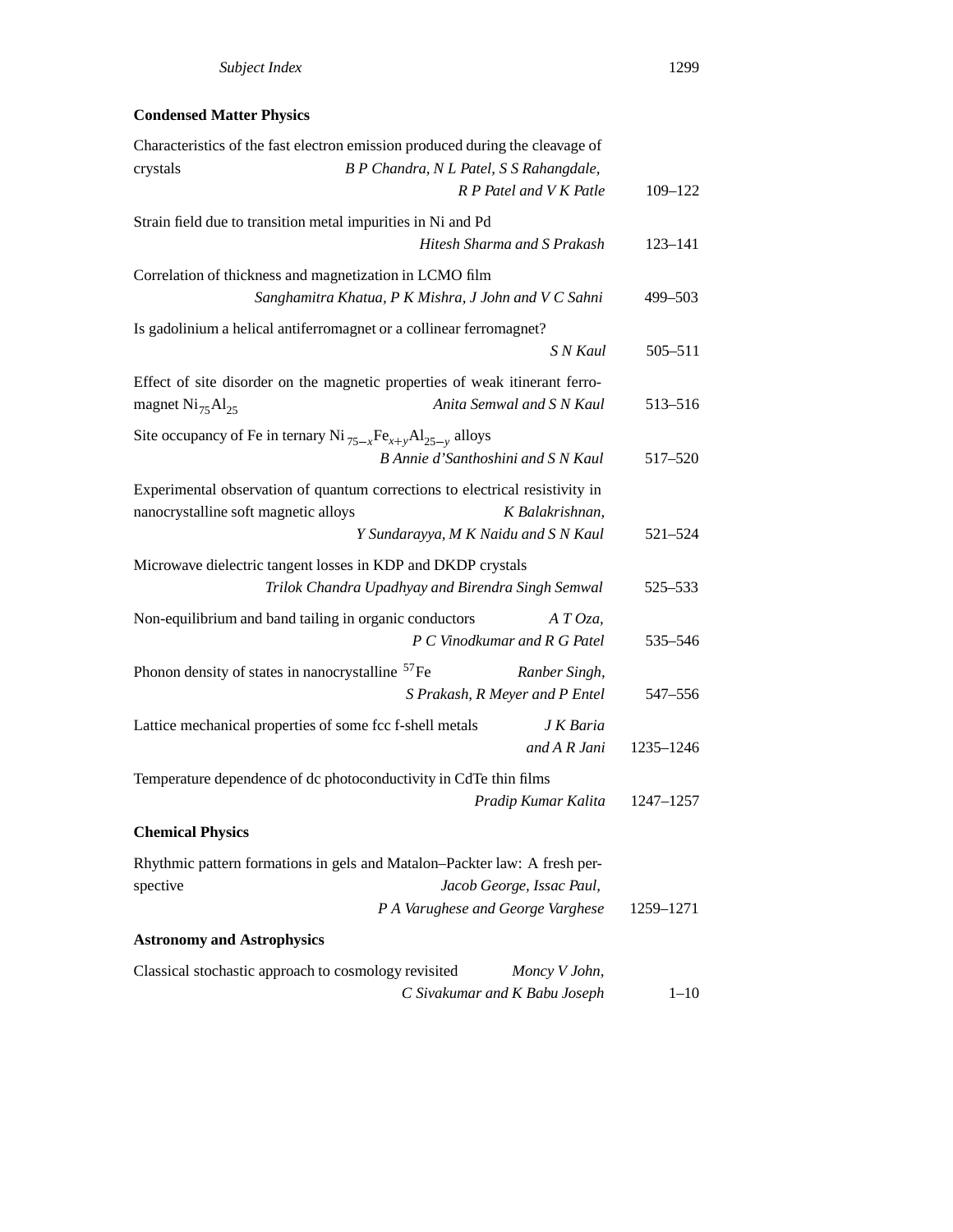## Condensed Matter Physics

Characteristics of the fast electron emission produced during the cleavage of crystals — *B P Chandra, N L Patel, S S Rahangdale, R P Patel and V K Patle* — 109–122

Strain field due to transition metal impurities in Ni and Pd — *Hitesh Sharma and S Prakash* — 123–141

Correlation of thickness and magnetization in LCMO film — *Sanghamitra Khatua, P K Mishra, J John and V C Sahni* — 499–503

Is gadolinium a helical antiferromagnet or a collinear ferromagnet? — *S N Kaul* — 505–511

Effect of site disorder on the magnetic properties of weak itinerant ferromagnet $Ni_{75}Al_{25}$ — *Anita Semwal and S N Kaul* — 513–516

Site occupancy of Fe in ternary $Ni_{75-x}Fe_{x+y}Al_{25-y}$ alloys — *B Annie d'Santhoshini and S N Kaul* — 517–520

Experimental observation of quantum corrections to electrical resistivity in nanocrystalline soft magnetic alloys — *K Balakrishnan, Y Sundarayya, M K Naidu and S N Kaul* — 521–524

Microwave dielectric tangent losses in KDP and DKDP crystals — *Trilok Chandra Upadhyay and Birendra Singh Semwal* — 525–533

Non-equilibrium and band tailing in organic conductors — *A T Oza, P C Vinodkumar and R G Patel* — 535–546

Phonon density of states in nanocrystalline $^{57}Fe$ — *Ranber Singh, S Prakash, R Meyer and P Entel* — 547–556

Lattice mechanical properties of some fcc f-shell metals — *J K Baria and A R Jani* — 1235–1246

Temperature dependence of dc photoconductivity in CdTe thin films — *Pradip Kumar Kalita* — 1247–1257

## Chemical Physics

Rhythmic pattern formations in gels and Matalon–Packter law: A fresh perspective — *Jacob George, Issac Paul, P A Varughese and George Varghese* — 1259–1271

## Astronomy and Astrophysics

Classical stochastic approach to cosmology revisited — *Moncy V John, C Sivakumar and K Babu Joseph* — 1–10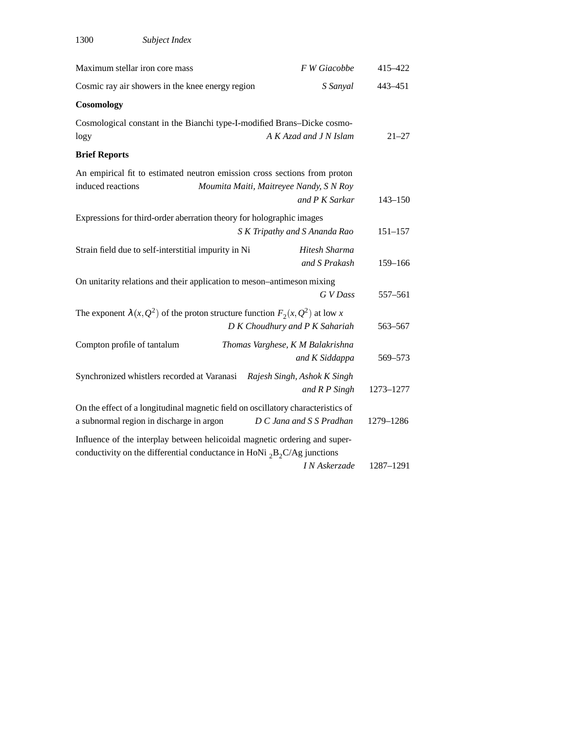Maximum stellar iron core mass *F W Giacobbe* 415–422

Cosmic ray air showers in the knee energy region *S Sanyal* 443–451

**Cosomology**

Cosmological constant in the Bianchi type-I-modified Brans–Dicke cosmology *A K Azad and J N Islam* 21–27

**Brief Reports**

An empirical fit to estimated neutron emission cross sections from proton induced reactions *Moumita Maiti, Maitreyee Nandy, S N Roy and P K Sarkar* 143–150

Expressions for third-order aberration theory for holographic images *S K Tripathy and S Ananda Rao* 151–157

Strain field due to self-interstitial impurity in Ni *Hitesh Sharma and S Prakash* 159–166

On unitarity relations and their application to meson–antimeson mixing *G V Dass* 557–561

The exponent $\lambda(x, Q^2)$ of the proton structure function $F_2(x, Q^2)$ at low $x$ *D K Choudhury and P K Sahariah* 563–567

Compton profile of tantalum *Thomas Varghese, K M Balakrishna and K Siddappa* 569–573

Synchronized whistlers recorded at Varanasi *Rajesh Singh, Ashok K Singh and R P Singh* 1273–1277

On the effect of a longitudinal magnetic field on oscillatory characteristics of a subnormal region in discharge in argon *D C Jana and S S Pradhan* 1279–1286

Influence of the interplay between helicoidal magnetic ordering and superconductivity on the differential conductance in $HoNi_2B_2C$/Ag junctions *I N Askerzade* 1287–1291